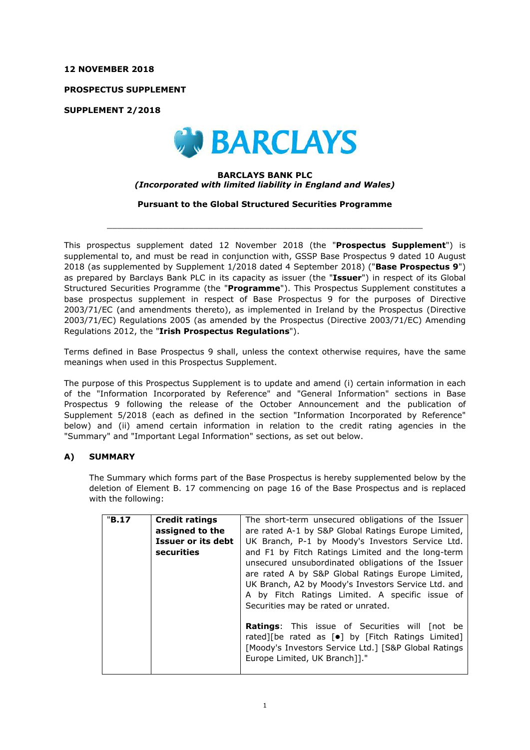**12 NOVEMBER 2018**

**PROSPECTUS SUPPLEMENT**

**SUPPLEMENT 2/2018**

BARCLAYS

**BARCLAYS BANK PLC**
***(Incorporated with limited liability in England and Wales)***

**Pursuant to the Global Structured Securities Programme**

---

This prospectus supplement dated 12 November 2018 (the "**Prospectus Supplement**") is supplemental to, and must be read in conjunction with, GSSP Base Prospectus 9 dated 10 August 2018 (as supplemented by Supplement 1/2018 dated 4 September 2018) ("**Base Prospectus 9**") as prepared by Barclays Bank PLC in its capacity as issuer (the "**Issuer**") in respect of its Global Structured Securities Programme (the "**Programme**"). This Prospectus Supplement constitutes a base prospectus supplement in respect of Base Prospectus 9 for the purposes of Directive 2003/71/EC (and amendments thereto), as implemented in Ireland by the Prospectus (Directive 2003/71/EC) Regulations 2005 (as amended by the Prospectus (Directive 2003/71/EC) Amending Regulations 2012, the "**Irish Prospectus Regulations**").

Terms defined in Base Prospectus 9 shall, unless the context otherwise requires, have the same meanings when used in this Prospectus Supplement.

The purpose of this Prospectus Supplement is to update and amend (i) certain information in each of the "Information Incorporated by Reference" and "General Information" sections in Base Prospectus 9 following the release of the October Announcement and the publication of Supplement 5/2018 (each as defined in the section "Information Incorporated by Reference" below) and (ii) amend certain information in relation to the credit rating agencies in the "Summary" and "Important Legal Information" sections, as set out below.

## A) SUMMARY

The Summary which forms part of the Base Prospectus is hereby supplemented below by the deletion of Element B. 17 commencing on page 16 of the Base Prospectus and is replaced with the following:

| "**B.17** | **Credit ratings assigned to the Issuer or its debt securities** | The short-term unsecured obligations of the Issuer are rated A-1 by S&P Global Ratings Europe Limited, UK Branch, P-1 by Moody's Investors Service Ltd. and F1 by Fitch Ratings Limited and the long-term unsecured unsubordinated obligations of the Issuer are rated A by S&P Global Ratings Europe Limited, UK Branch, A2 by Moody's Investors Service Ltd. and A by Fitch Ratings Limited. A specific issue of Securities may be rated or unrated.<br><br>**Ratings**: This issue of Securities will [not be rated][be rated as [•] by [Fitch Ratings Limited] [Moody's Investors Service Ltd.] [S&P Global Ratings Europe Limited, UK Branch]]." |
|---|---|---|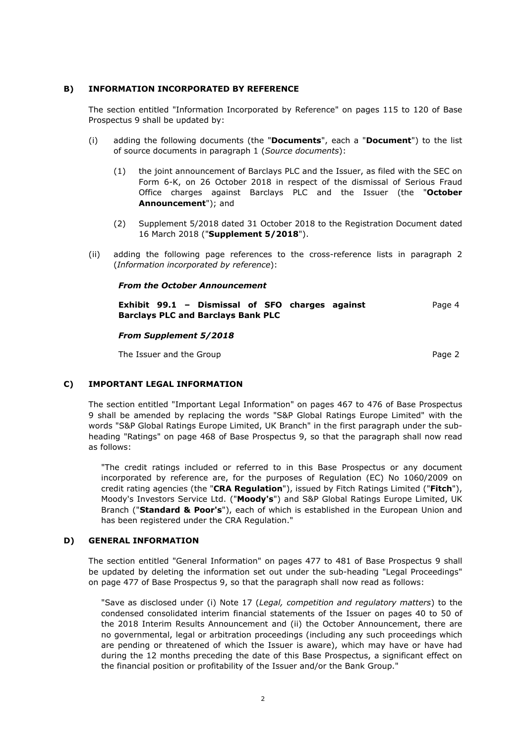## B) INFORMATION INCORPORATED BY REFERENCE

The section entitled "Information Incorporated by Reference" on pages 115 to 120 of Base Prospectus 9 shall be updated by:

(i) adding the following documents (the "**Documents**", each a "**Document**") to the list of source documents in paragraph 1 (*Source documents*):

   (1) the joint announcement of Barclays PLC and the Issuer, as filed with the SEC on Form 6-K, on 26 October 2018 in respect of the dismissal of Serious Fraud Office charges against Barclays PLC and the Issuer (the "**October Announcement**"); and

   (2) Supplement 5/2018 dated 31 October 2018 to the Registration Document dated 16 March 2018 ("**Supplement 5/2018**").

(ii) adding the following page references to the cross-reference lists in paragraph 2 (*Information incorporated by reference*):

***From the October Announcement***

| | |
|---|---|
| **Exhibit 99.1 – Dismissal of SFO charges against Barclays PLC and Barclays Bank PLC** | Page 4 |

***From Supplement 5/2018***

| | |
|---|---|
| The Issuer and the Group | Page 2 |

## C) IMPORTANT LEGAL INFORMATION

The section entitled "Important Legal Information" on pages 467 to 476 of Base Prospectus 9 shall be amended by replacing the words "S&P Global Ratings Europe Limited" with the words "S&P Global Ratings Europe Limited, UK Branch" in the first paragraph under the sub-heading "Ratings" on page 468 of Base Prospectus 9, so that the paragraph shall now read as follows:

"The credit ratings included or referred to in this Base Prospectus or any document incorporated by reference are, for the purposes of Regulation (EC) No 1060/2009 on credit rating agencies (the "**CRA Regulation**"), issued by Fitch Ratings Limited ("**Fitch**"), Moody's Investors Service Ltd. ("**Moody's**") and S&P Global Ratings Europe Limited, UK Branch ("**Standard & Poor's**"), each of which is established in the European Union and has been registered under the CRA Regulation."

## D) GENERAL INFORMATION

The section entitled "General Information" on pages 477 to 481 of Base Prospectus 9 shall be updated by deleting the information set out under the sub-heading "Legal Proceedings" on page 477 of Base Prospectus 9, so that the paragraph shall now read as follows:

"Save as disclosed under (i) Note 17 (*Legal, competition and regulatory matters*) to the condensed consolidated interim financial statements of the Issuer on pages 40 to 50 of the 2018 Interim Results Announcement and (ii) the October Announcement, there are no governmental, legal or arbitration proceedings (including any such proceedings which are pending or threatened of which the Issuer is aware), which may have or have had during the 12 months preceding the date of this Base Prospectus, a significant effect on the financial position or profitability of the Issuer and/or the Bank Group."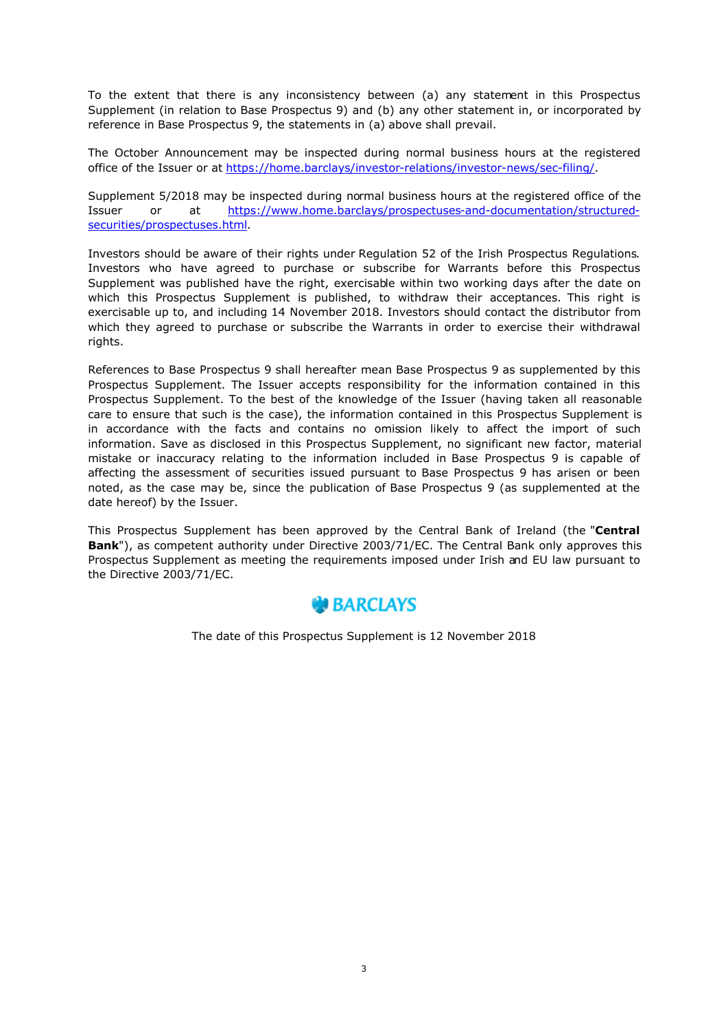To the extent that there is any inconsistency between (a) any statement in this Prospectus Supplement (in relation to Base Prospectus 9) and (b) any other statement in, or incorporated by reference in Base Prospectus 9, the statements in (a) above shall prevail.

The October Announcement may be inspected during normal business hours at the registered office of the Issuer or at https://home.barclays/investor-relations/investor-news/sec-filing/.

Supplement 5/2018 may be inspected during normal business hours at the registered office of the Issuer or at https://www.home.barclays/prospectuses-and-documentation/structured-securities/prospectuses.html.

Investors should be aware of their rights under Regulation 52 of the Irish Prospectus Regulations. Investors who have agreed to purchase or subscribe for Warrants before this Prospectus Supplement was published have the right, exercisable within two working days after the date on which this Prospectus Supplement is published, to withdraw their acceptances. This right is exercisable up to, and including 14 November 2018. Investors should contact the distributor from which they agreed to purchase or subscribe the Warrants in order to exercise their withdrawal rights.

References to Base Prospectus 9 shall hereafter mean Base Prospectus 9 as supplemented by this Prospectus Supplement. The Issuer accepts responsibility for the information contained in this Prospectus Supplement. To the best of the knowledge of the Issuer (having taken all reasonable care to ensure that such is the case), the information contained in this Prospectus Supplement is in accordance with the facts and contains no omission likely to affect the import of such information. Save as disclosed in this Prospectus Supplement, no significant new factor, material mistake or inaccuracy relating to the information included in Base Prospectus 9 is capable of affecting the assessment of securities issued pursuant to Base Prospectus 9 has arisen or been noted, as the case may be, since the publication of Base Prospectus 9 (as supplemented at the date hereof) by the Issuer.

This Prospectus Supplement has been approved by the Central Bank of Ireland (the "**Central Bank**"), as competent authority under Directive 2003/71/EC. The Central Bank only approves this Prospectus Supplement as meeting the requirements imposed under Irish and EU law pursuant to the Directive 2003/71/EC.

BARCLAYS

The date of this Prospectus Supplement is 12 November 2018